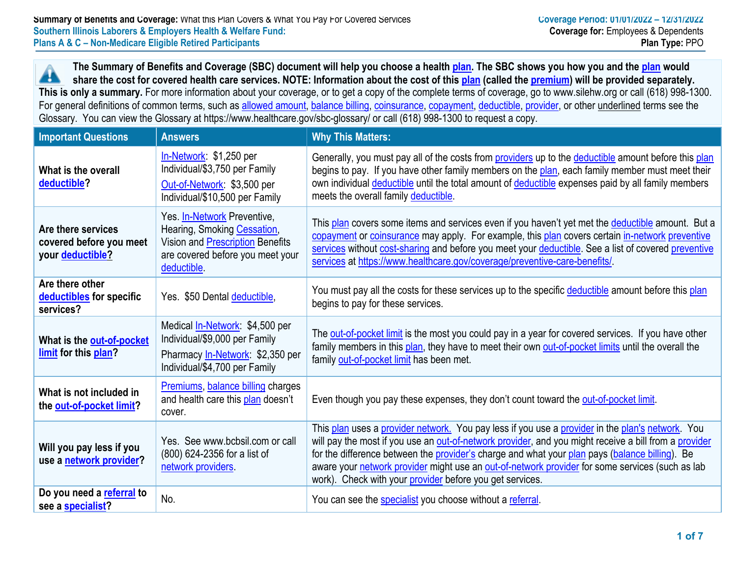**Summary of Benefits and Coverage:** What this Plan Covers & What You Pay For Covered Services
**Southern Illinois Laborers & Employers Health & Welfare Fund:**
**Plans A & C – Non-Medicare Eligible Retired Participants**

**Coverage Period: 01/01/2022 – 12/31/2022**
**Coverage for:** Employees & Dependents
**Plan Type:** PPO

**The Summary of Benefits and Coverage (SBC) document will help you choose a health plan. The SBC shows you how you and the plan would share the cost for covered health care services. NOTE: Information about the cost of this plan (called the premium) will be provided separately. This is only a summary.** For more information about your coverage, or to get a copy of the complete terms of coverage, go to www.silehw.org or call (618) 998-1300. For general definitions of common terms, such as allowed amount, balance billing, coinsurance, copayment, deductible, provider, or other underlined terms see the Glossary. You can view the Glossary at https://www.healthcare.gov/sbc-glossary/ or call (618) 998-1300 to request a copy.

| Important Questions | Answers | Why This Matters: |
|---|---|---|
| **What is the overall deductible?** | In-Network: $1,250 per Individual/$3,750 per Family<br>Out-of-Network: $3,500 per Individual/$10,500 per Family | Generally, you must pay all of the costs from providers up to the deductible amount before this plan begins to pay. If you have other family members on the plan, each family member must meet their own individual deductible until the total amount of deductible expenses paid by all family members meets the overall family deductible. |
| **Are there services covered before you meet your deductible?** | Yes. In-Network Preventive, Hearing, Smoking Cessation, Vision and Prescription Benefits are covered before you meet your deductible. | This plan covers some items and services even if you haven't yet met the deductible amount. But a copayment or coinsurance may apply. For example, this plan covers certain in-network preventive services without cost-sharing and before you meet your deductible. See a list of covered preventive services at https://www.healthcare.gov/coverage/preventive-care-benefits/. |
| **Are there other deductibles for specific services?** | Yes. $50 Dental deductible, | You must pay all the costs for these services up to the specific deductible amount before this plan begins to pay for these services. |
| **What is the out-of-pocket limit for this plan?** | Medical In-Network: $4,500 per Individual/$9,000 per Family<br>Pharmacy In-Network: $2,350 per Individual/$4,700 per Family | The out-of-pocket limit is the most you could pay in a year for covered services. If you have other family members in this plan, they have to meet their own out-of-pocket limits until the overall the family out-of-pocket limit has been met. |
| **What is not included in the out-of-pocket limit?** | Premiums, balance billing charges and health care this plan doesn't cover. | Even though you pay these expenses, they don't count toward the out-of-pocket limit. |
| **Will you pay less if you use a network provider?** | Yes. See www.bcbsil.com or call (800) 624-2356 for a list of network providers. | This plan uses a provider network. You pay less if you use a provider in the plan's network. You will pay the most if you use an out-of-network provider, and you might receive a bill from a provider for the difference between the provider's charge and what your plan pays (balance billing). Be aware your network provider might use an out-of-network provider for some services (such as lab work). Check with your provider before you get services. |
| **Do you need a referral to see a specialist?** | No. | You can see the specialist you choose without a referral. |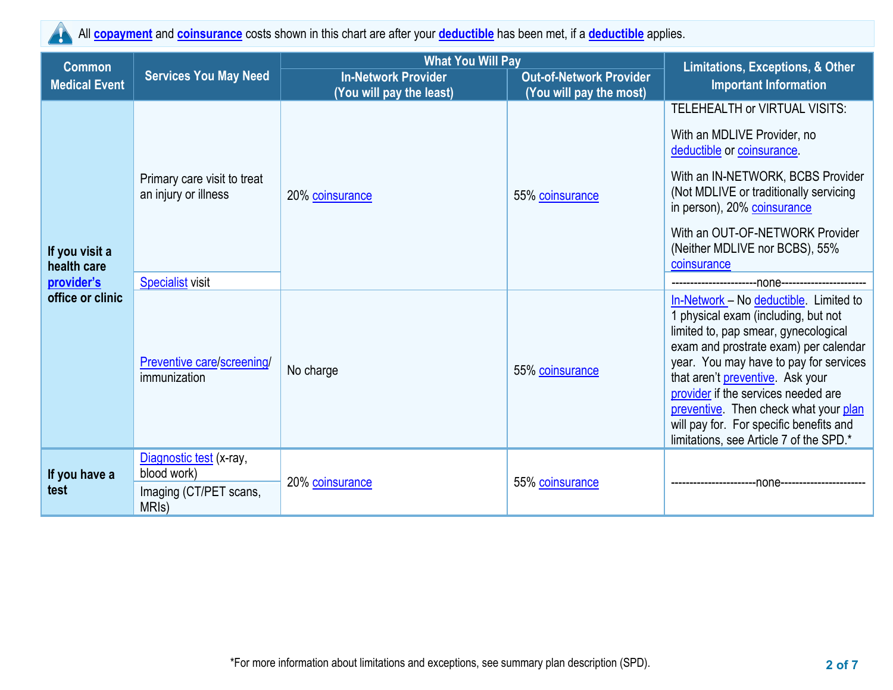All **copayment** and **coinsurance** costs shown in this chart are after your **deductible** has been met, if a **deductible** applies.

| Common Medical Event | Services You May Need | What You Will Pay | | Limitations, Exceptions, & Other Important Information |
|---|---|---|---|---|
| | | In-Network Provider (You will pay the least) | Out-of-Network Provider (You will pay the most) | |
| If you visit a health care provider's office or clinic | Primary care visit to treat an injury or illness | 20% coinsurance | 55% coinsurance | TELEHEALTH or VIRTUAL VISITS: With an MDLIVE Provider, no deductible or coinsurance. With an IN-NETWORK, BCBS Provider (Not MDLIVE or traditionally servicing in person), 20% coinsurance With an OUT-OF-NETWORK Provider (Neither MDLIVE nor BCBS), 55% coinsurance |
| | Specialist visit | 20% coinsurance | 55% coinsurance | -----------------------none----------------------- |
| | Preventive care/screening/ immunization | No charge | 55% coinsurance | In-Network – No deductible. Limited to 1 physical exam (including, but not limited to, pap smear, gynecological exam and prostrate exam) per calendar year. You may have to pay for services that aren't preventive. Ask your provider if the services needed are preventive. Then check what your plan will pay for. For specific benefits and limitations, see Article 7 of the SPD.* |
| If you have a test | Diagnostic test (x-ray, blood work) | 20% coinsurance | 55% coinsurance | -----------------------none----------------------- |
| | Imaging (CT/PET scans, MRIs) | 20% coinsurance | 55% coinsurance | -----------------------none----------------------- |

*For more information about limitations and exceptions, see summary plan description (SPD).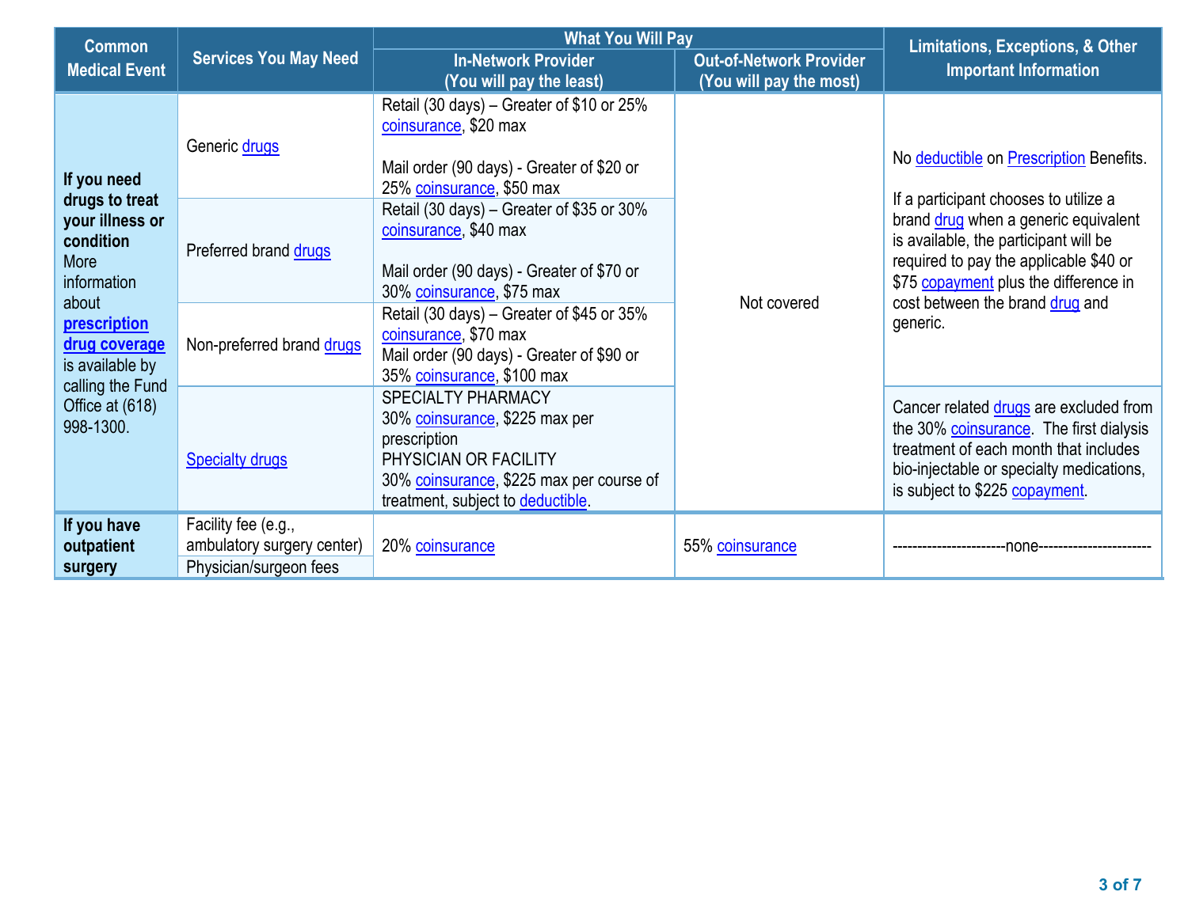| Common Medical Event | Services You May Need | What You Will Pay | | Limitations, Exceptions, & Other Important Information |
|---|---|---|---|---|
| | | **In-Network Provider (You will pay the least)** | **Out-of-Network Provider (You will pay the most)** | |
| **If you need drugs to treat your illness or condition** More information about **prescription drug coverage** is available by calling the Fund Office at (618) 998-1300. | Generic drugs | Retail (30 days) – Greater of $10 or 25% coinsurance, $20 max<br><br>Mail order (90 days) - Greater of $20 or 25% coinsurance, $50 max | Not covered | No deductible on Prescription Benefits.<br><br>If a participant chooses to utilize a brand drug when a generic equivalent is available, the participant will be required to pay the applicable $40 or $75 copayment plus the difference in cost between the brand drug and generic. |
| | Preferred brand drugs | Retail (30 days) – Greater of $35 or 30% coinsurance, $40 max<br><br>Mail order (90 days) - Greater of $70 or 30% coinsurance, $75 max | Not covered | |
| | Non-preferred brand drugs | Retail (30 days) – Greater of $45 or 35% coinsurance, $70 max<br>Mail order (90 days) - Greater of $90 or 35% coinsurance, $100 max | Not covered | |
| | Specialty drugs | SPECIALTY PHARMACY<br>30% coinsurance, $225 max per prescription<br>PHYSICIAN OR FACILITY<br>30% coinsurance, $225 max per course of treatment, subject to deductible. | Not covered | Cancer related drugs are excluded from the 30% coinsurance. The first dialysis treatment of each month that includes bio-injectable or specialty medications, is subject to $225 copayment. |
| **If you have outpatient surgery** | Facility fee (e.g., ambulatory surgery center) | 20% coinsurance | 55% coinsurance | ----------------------none---------------------- |
| | Physician/surgeon fees | | | |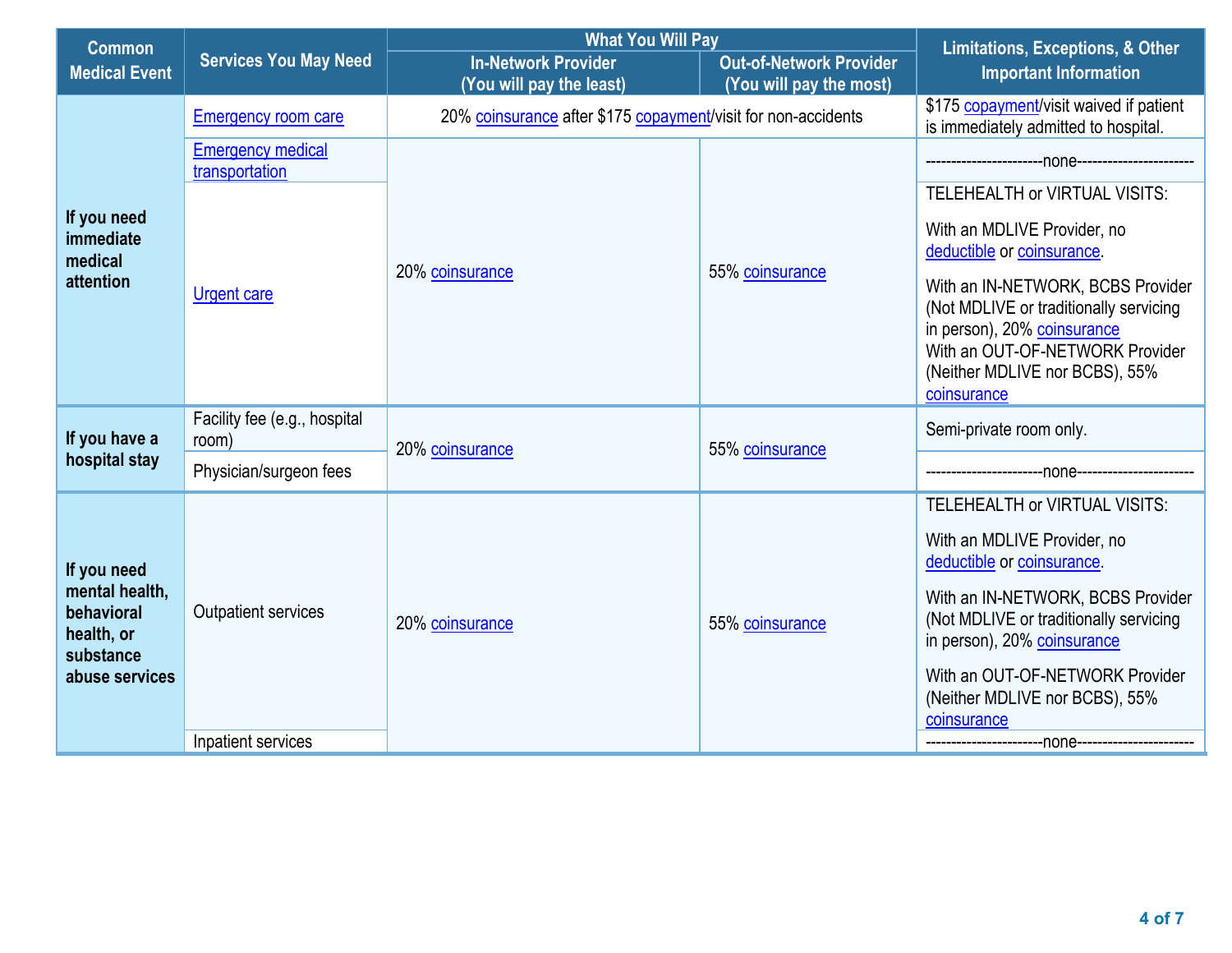| Common Medical Event | Services You May Need | What You Will Pay | | Limitations, Exceptions, & Other Important Information |
|---|---|---|---|---|
| | | In-Network Provider (You will pay the least) | Out-of-Network Provider (You will pay the most) | |
| If you need immediate medical attention | Emergency room care | 20% coinsurance after $175 copayment/visit for non-accidents | | $175 copayment/visit waived if patient is immediately admitted to hospital. |
| | Emergency medical transportation | 20% coinsurance | 55% coinsurance | ----------------------none---------------------- |
| | Urgent care | 20% coinsurance | 55% coinsurance | TELEHEALTH or VIRTUAL VISITS: With an MDLIVE Provider, no deductible or coinsurance. With an IN-NETWORK, BCBS Provider (Not MDLIVE or traditionally servicing in person), 20% coinsurance With an OUT-OF-NETWORK Provider (Neither MDLIVE nor BCBS), 55% coinsurance |
| If you have a hospital stay | Facility fee (e.g., hospital room) | 20% coinsurance | 55% coinsurance | Semi-private room only. |
| | Physician/surgeon fees | 20% coinsurance | 55% coinsurance | ----------------------none---------------------- |
| If you need mental health, behavioral health, or substance abuse services | Outpatient services | 20% coinsurance | 55% coinsurance | TELEHEALTH or VIRTUAL VISITS: With an MDLIVE Provider, no deductible or coinsurance. With an IN-NETWORK, BCBS Provider (Not MDLIVE or traditionally servicing in person), 20% coinsurance With an OUT-OF-NETWORK Provider (Neither MDLIVE nor BCBS), 55% coinsurance |
| | Inpatient services | 20% coinsurance | 55% coinsurance | ----------------------none---------------------- |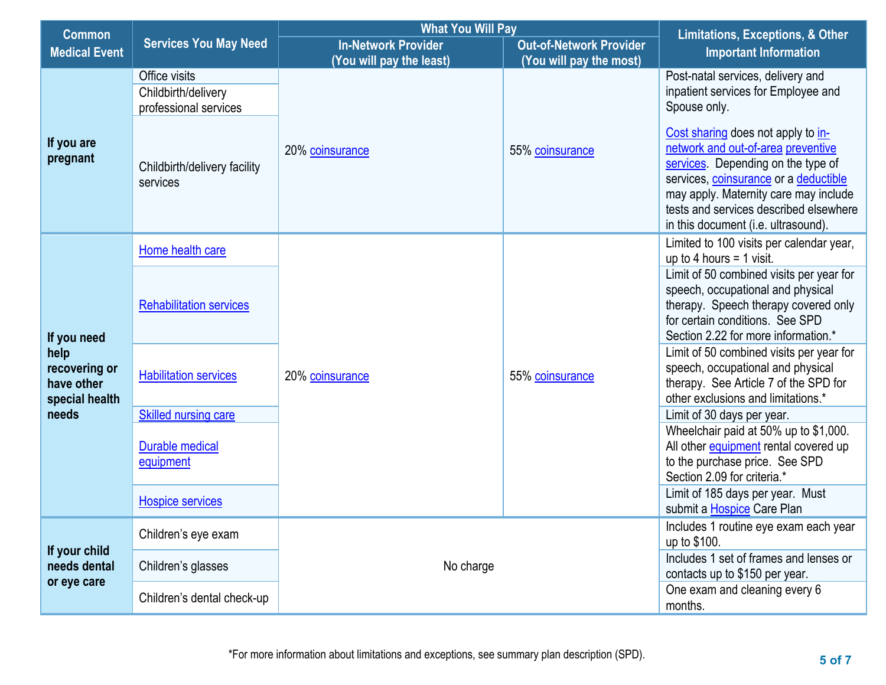| Common Medical Event | Services You May Need | What You Will Pay | | Limitations, Exceptions, & Other Important Information |
|---|---|---|---|---|
| | | In-Network Provider (You will pay the least) | Out-of-Network Provider (You will pay the most) | |
| If you are pregnant | Office visits | 20% coinsurance | 55% coinsurance | Post-natal services, delivery and inpatient services for Employee and Spouse only. Cost sharing does not apply to in-network and out-of-area preventive services. Depending on the type of services, coinsurance or a deductible may apply. Maternity care may include tests and services described elsewhere in this document (i.e. ultrasound). |
| | Childbirth/delivery professional services | 20% coinsurance | 55% coinsurance | |
| | Childbirth/delivery facility services | 20% coinsurance | 55% coinsurance | |
| If you need help recovering or have other special health needs | Home health care | 20% coinsurance | 55% coinsurance | Limited to 100 visits per calendar year, up to 4 hours = 1 visit. |
| | Rehabilitation services | 20% coinsurance | 55% coinsurance | Limit of 50 combined visits per year for speech, occupational and physical therapy. Speech therapy covered only for certain conditions. See SPD Section 2.22 for more information.* |
| | Habilitation services | 20% coinsurance | 55% coinsurance | Limit of 50 combined visits per year for speech, occupational and physical therapy. See Article 7 of the SPD for other exclusions and limitations.* |
| | Skilled nursing care | 20% coinsurance | 55% coinsurance | Limit of 30 days per year. |
| | Durable medical equipment | 20% coinsurance | 55% coinsurance | Wheelchair paid at 50% up to $1,000. All other equipment rental covered up to the purchase price. See SPD Section 2.09 for criteria.* |
| | Hospice services | 20% coinsurance | 55% coinsurance | Limit of 185 days per year. Must submit a Hospice Care Plan |
| If your child needs dental or eye care | Children's eye exam | No charge | | Includes 1 routine eye exam each year up to $100. |
| | Children's glasses | No charge | | Includes 1 set of frames and lenses or contacts up to $150 per year. |
| | Children's dental check-up | No charge | | One exam and cleaning every 6 months. |

*For more information about limitations and exceptions, see summary plan description (SPD).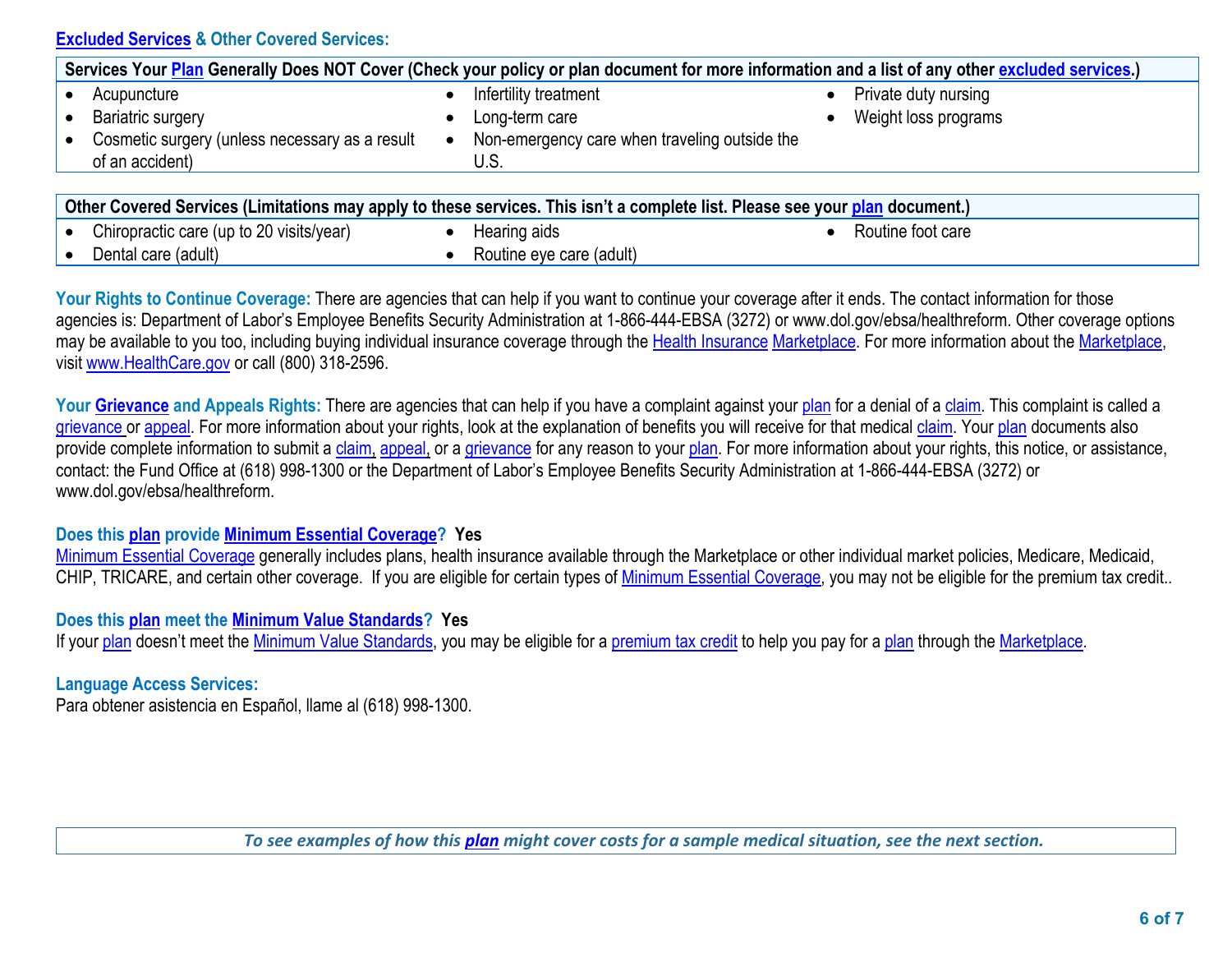## Excluded Services & Other Covered Services:

| Services Your Plan Generally Does NOT Cover (Check your policy or plan document for more information and a list of any other excluded services.) | | |
|---|---|---|
| • Acupuncture<br>• Bariatric surgery<br>• Cosmetic surgery (unless necessary as a result of an accident) | • Infertility treatment<br>• Long-term care<br>• Non-emergency care when traveling outside the U.S. | • Private duty nursing<br>• Weight loss programs |

| Other Covered Services (Limitations may apply to these services. This isn't a complete list. Please see your plan document.) | | |
|---|---|---|
| • Chiropractic care (up to 20 visits/year)<br>• Dental care (adult) | • Hearing aids<br>• Routine eye care (adult) | • Routine foot care |

**Your Rights to Continue Coverage:** There are agencies that can help if you want to continue your coverage after it ends. The contact information for those agencies is: Department of Labor's Employee Benefits Security Administration at 1-866-444-EBSA (3272) or www.dol.gov/ebsa/healthreform. Other coverage options may be available to you too, including buying individual insurance coverage through the Health Insurance Marketplace. For more information about the Marketplace, visit www.HealthCare.gov or call (800) 318-2596.

**Your Grievance and Appeals Rights:** There are agencies that can help if you have a complaint against your plan for a denial of a claim. This complaint is called a grievance or appeal. For more information about your rights, look at the explanation of benefits you will receive for that medical claim. Your plan documents also provide complete information to submit a claim, appeal, or a grievance for any reason to your plan. For more information about your rights, this notice, or assistance, contact: the Fund Office at (618) 998-1300 or the Department of Labor's Employee Benefits Security Administration at 1-866-444-EBSA (3272) or www.dol.gov/ebsa/healthreform.

**Does this plan provide Minimum Essential Coverage? Yes**

Minimum Essential Coverage generally includes plans, health insurance available through the Marketplace or other individual market policies, Medicare, Medicaid, CHIP, TRICARE, and certain other coverage. If you are eligible for certain types of Minimum Essential Coverage, you may not be eligible for the premium tax credit..

**Does this plan meet the Minimum Value Standards? Yes**

If your plan doesn't meet the Minimum Value Standards, you may be eligible for a premium tax credit to help you pay for a plan through the Marketplace.

**Language Access Services:**

Para obtener asistencia en Español, llame al (618) 998-1300.

*To see examples of how this plan might cover costs for a sample medical situation, see the next section.*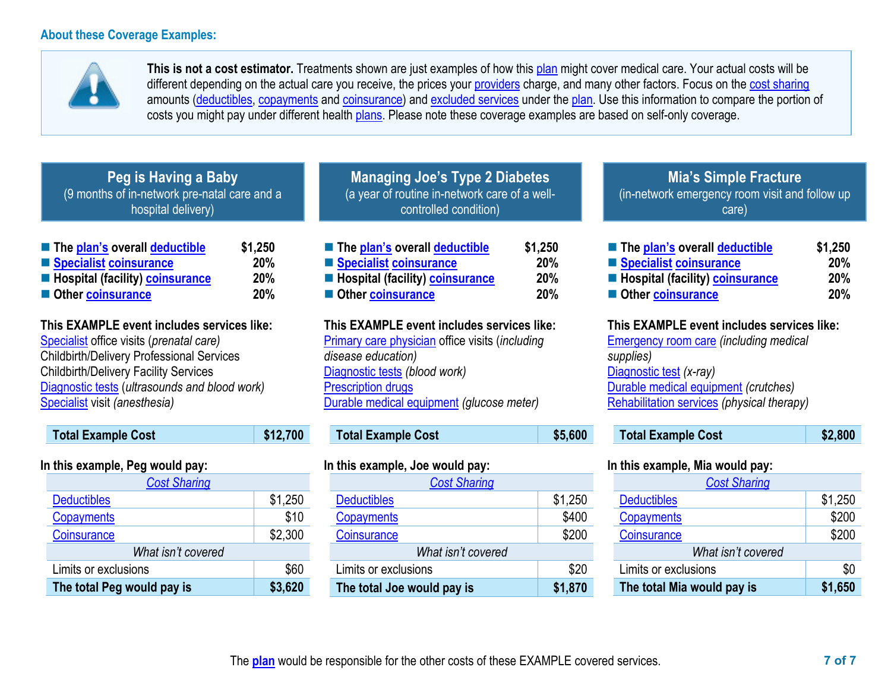## About these Coverage Examples:

**This is not a cost estimator.** Treatments shown are just examples of how this plan might cover medical care. Your actual costs will be different depending on the actual care you receive, the prices your providers charge, and many other factors. Focus on the cost sharing amounts (deductibles, copayments and coinsurance) and excluded services under the plan. Use this information to compare the portion of costs you might pay under different health plans. Please note these coverage examples are based on self-only coverage.

### Peg is Having a Baby
(9 months of in-network pre-natal care and a hospital delivery)

- **The plan's overall deductible** $1,250
- **Specialist coinsurance** 20%
- **Hospital (facility) coinsurance** 20%
- **Other coinsurance** 20%

**This EXAMPLE event includes services like:**
Specialist office visits (*prenatal care)*
Childbirth/Delivery Professional Services
Childbirth/Delivery Facility Services
Diagnostic tests (*ultrasounds and blood work)*
Specialist visit *(anesthesia)*

| **Total Example Cost** | **$12,700** |
|---|---|

**In this example, Peg would pay:**

| *Cost Sharing* | |
|---|---|
| Deductibles | $1,250 |
| Copayments | $10 |
| Coinsurance | $2,300 |
| *What isn't covered* | |
| Limits or exclusions | $60 |
| **The total Peg would pay is** | **$3,620** |

### Managing Joe's Type 2 Diabetes
(a year of routine in-network care of a well-controlled condition)

- **The plan's overall deductible** $1,250
- **Specialist coinsurance** 20%
- **Hospital (facility) coinsurance** 20%
- **Other coinsurance** 20%

**This EXAMPLE event includes services like:**
Primary care physician office visits (*including disease education)*
Diagnostic tests *(blood work)*
Prescription drugs
Durable medical equipment *(glucose meter)*

| **Total Example Cost** | **$5,600** |
|---|---|

**In this example, Joe would pay:**

| *Cost Sharing* | |
|---|---|
| Deductibles | $1,250 |
| Copayments | $400 |
| Coinsurance | $200 |
| *What isn't covered* | |
| Limits or exclusions | $20 |
| **The total Joe would pay is** | **$1,870** |

### Mia's Simple Fracture
(in-network emergency room visit and follow up care)

- **The plan's overall deductible** $1,250
- **Specialist coinsurance** 20%
- **Hospital (facility) coinsurance** 20%
- **Other coinsurance** 20%

**This EXAMPLE event includes services like:**
Emergency room care *(including medical supplies)*
Diagnostic test *(x-ray)*
Durable medical equipment *(crutches)*
Rehabilitation services *(physical therapy)*

| **Total Example Cost** | **$2,800** |
|---|---|

**In this example, Mia would pay:**

| *Cost Sharing* | |
|---|---|
| Deductibles | $1,250 |
| Copayments | $200 |
| Coinsurance | $200 |
| *What isn't covered* | |
| Limits or exclusions | $0 |
| **The total Mia would pay is** | **$1,650** |

The plan would be responsible for the other costs of these EXAMPLE covered services.